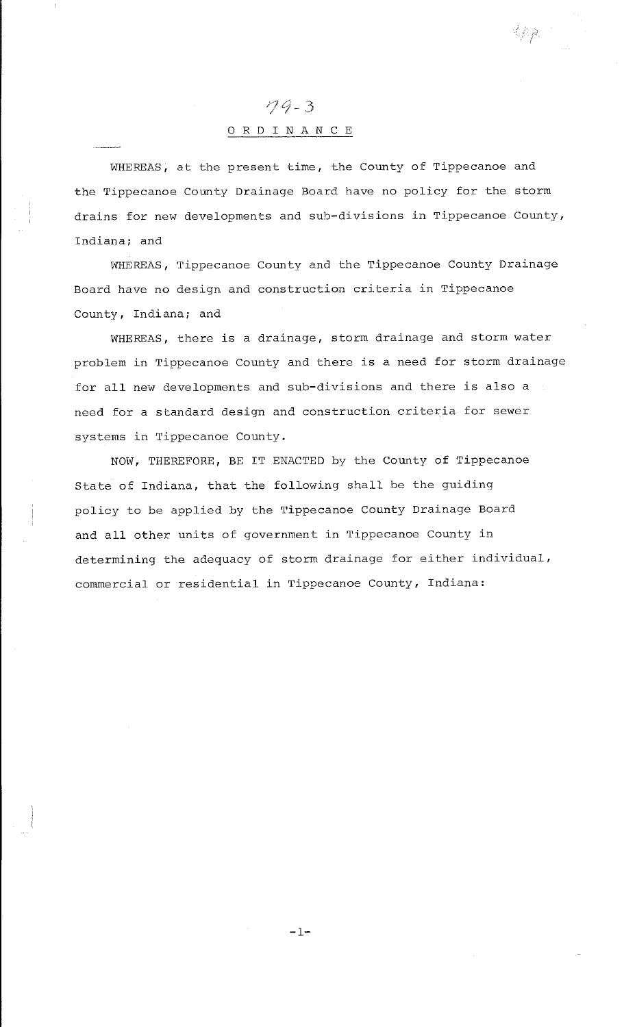79-3

# ORDINANCE

WHEREAS, at the present time, the County of Tippecanoe and the Tippecanoe County Drainage Board have no policy for the storm drains for new developments and sub-divisions in Tippecanoe County, Indiana; and

WHEREAS, Tippecanoe County and the Tippecanoe County Drainage Board have no design and construction criteria in Tippecanoe County, Indiana; and

WHEREAS, there is a drainage, storm drainage and storm water problem in Tippecanoe County and there is a need for storm drainage for all new developments and sub-divisions and there is also a need for a standard design and construction criteria for sewer systems in Tippecanoe County.

NOW, THEREFORE, BE IT ENACTED by the County of Tippecanoe State of Indiana, that the following shall be the guiding policy to be applied by the Tippecanoe County Drainage Board and all other units of government in Tippecanoe County in determining the adequacy of storm drainage for either individual, commercial or residential in Tippecanoe County, Indiana: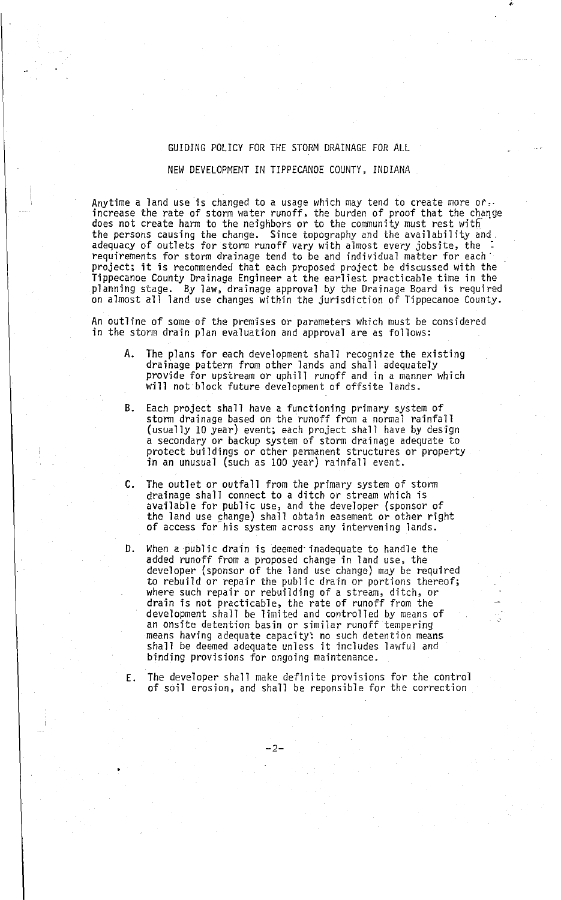# GUIDING POLICY FOR THE STORM DRAINAGE FOR ALL NEW DEVELOPMENT IN TIPPECANOE COUNTY, INDIANA

Anytime a land use is changed to a usage which may tend to create more or increase the rate of storm water runoff, the burden of proof that the change does not create harm to the neighbors or to the community must rest with the persons causing the change. Since topography and the availability and adequacy of outlets for storm runoff vary with almost every jobsite, the requirements for storm drainage tend to be and individual matter for each project; it is recommended that each proposed project be discussed with the Tippecanoe County Drainage Engineer at the earliest practicable time in the planning stage. By law, drainage approval by the Drainage Board is required on almost all land use changes within the jurisdiction of Tippecanoe County.

An outline of some of the premises or parameters which must be considered in the storm drain plan evaluation and approval are as follows:

A. The plans for each development shall recognize the existing drainage pattern from other lands and shall adequately provide for upstream or uphill runoff and in a manner which will not block future development of offsite lands.

B. Each project shall have a functioning primary system of storm drainage based on the runoff from a normal rainfall (usually 10 year) event; each project shall have by design a secondary or backup system of storm drainage adequate to protect buildings or other permanent structures or property in an unusual (such as 100 year) rainfall event.

C. The outlet or outfall from the primary system of storm drainage shall connect to a ditch or stream which is available for public use, and the developer (sponsor of the land use change) shall obtain easement or other right of access for his system across any intervening lands.

D. When a public drain is deemed inadequate to handle the added runoff from a proposed change in land use, the developer (sponsor of the land use change) may be required to rebuild or repair the public drain or portions thereof; where such repair or rebuilding of a stream, ditch, or drain is not practicable, the rate of runoff from the development shall be limited and controlled by means of an onsite detention basin or similar runoff tempering means having adequate capacity: no such detention means shall be deemed adequate unless it includes lawful and binding provisions for ongoing maintenance.

E. The developer shall make definite provisions for the control of soil erosion, and shall be reponsible for the correction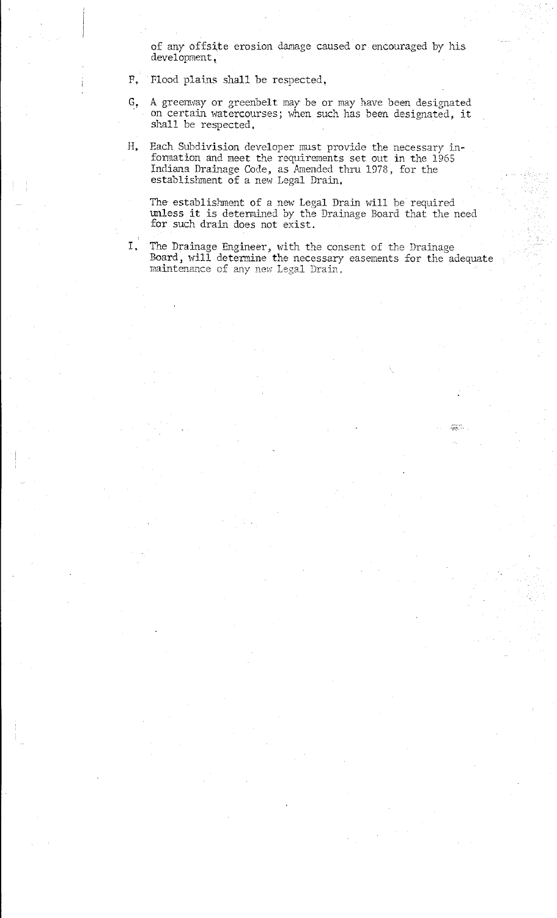of any offsite erosion damage caused or encouraged by his development.

F. Flood plains shall be respected.

G. A greenway or greenbelt may be or may have been designated on certain watercourses; when such has been designated, it shall be respected.

H. Each Subdivision developer must provide the necessary information and meet the requirements set out in the 1965 Indiana Drainage Code, as Amended thru 1978, for the establishment of a new Legal Drain.

   The establishment of a new Legal Drain will be required unless it is determined by the Drainage Board that the need for such drain does not exist.

I. The Drainage Engineer, with the consent of the Drainage Board, will determine the necessary easements for the adequate maintenance of any new Legal Drain.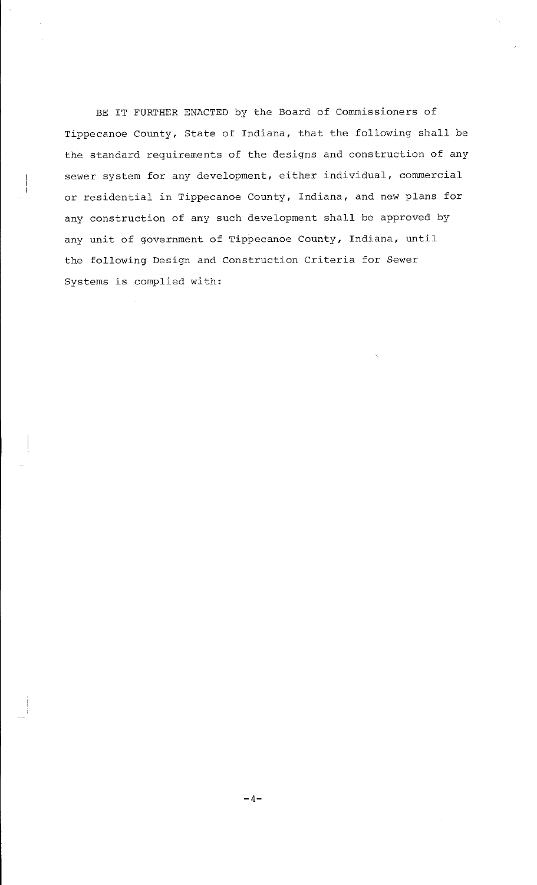BE IT FURTHER ENACTED by the Board of Commissioners of Tippecanoe County, State of Indiana, that the following shall be the standard requirements of the designs and construction of any sewer system for any development, either individual, commercial or residential in Tippecanoe County, Indiana, and new plans for any construction of any such development shall be approved by any unit of government of Tippecanoe County, Indiana, until the following Design and Construction Criteria for Sewer Systems is complied with: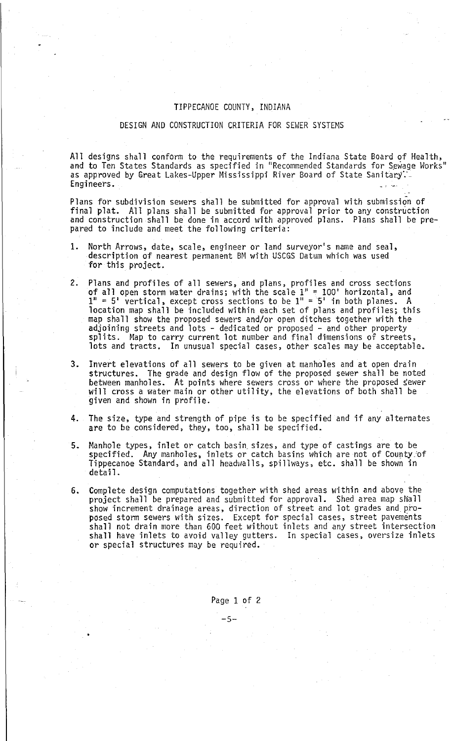# TIPPECANOE COUNTY, INDIANA

## DESIGN AND CONSTRUCTION CRITERIA FOR SEWER SYSTEMS

All designs shall conform to the requirements of the Indiana State Board of Health, and to Ten States Standards as specified in "Recommended Standards for Sewage Works" as approved by Great Lakes-Upper Mississippi River Board of State Sanitary Engineers.

Plans for subdivision sewers shall be submitted for approval with submission of final plat. All plans shall be submitted for approval prior to any construction and construction shall be done in accord with approved plans. Plans shall be prepared to include and meet the following criteria:

1. North Arrows, date, scale, engineer or land surveyor's name and seal, description of nearest permanent BM with USCGS Datum which was used for this project.

2. Plans and profiles of all sewers, and plans, profiles and cross sections of all open storm water drains; with the scale 1" = 100' horizontal, and 1" = 5' vertical, except cross sections to be 1" = 5' in both planes. A location map shall be included within each set of plans and profiles; this map shall show the proposed sewers and/or open ditches together with the adjoining streets and lots - dedicated or proposed - and other property splits. Map to carry current lot number and final dimensions of streets, lots and tracts. In unusual special cases, other scales may be acceptable.

3. Invert elevations of all sewers to be given at manholes and at open drain structures. The grade and design flow of the proposed sewer shall be noted between manholes. At points where sewers cross or where the proposed sewer will cross a water main or other utility, the elevations of both shall be given and shown in profile.

4. The size, type and strength of pipe is to be specified and if any alternates are to be considered, they, too, shall be specified.

5. Manhole types, inlet or catch basin sizes, and type of castings are to be specified. Any manholes, inlets or catch basins which are not of County of Tippecanoe Standard, and all headwalls, spillways, etc. shall be shown in detail.

6. Complete design computations together with shed areas within and above the project shall be prepared and submitted for approval. Shed area map shall show increment drainage areas, direction of street and lot grades and proposed storm sewers with sizes. Except for special cases, street pavements shall not drain more than 600 feet without inlets and any street intersection shall have inlets to avoid valley gutters. In special cases, oversize inlets or special structures may be required.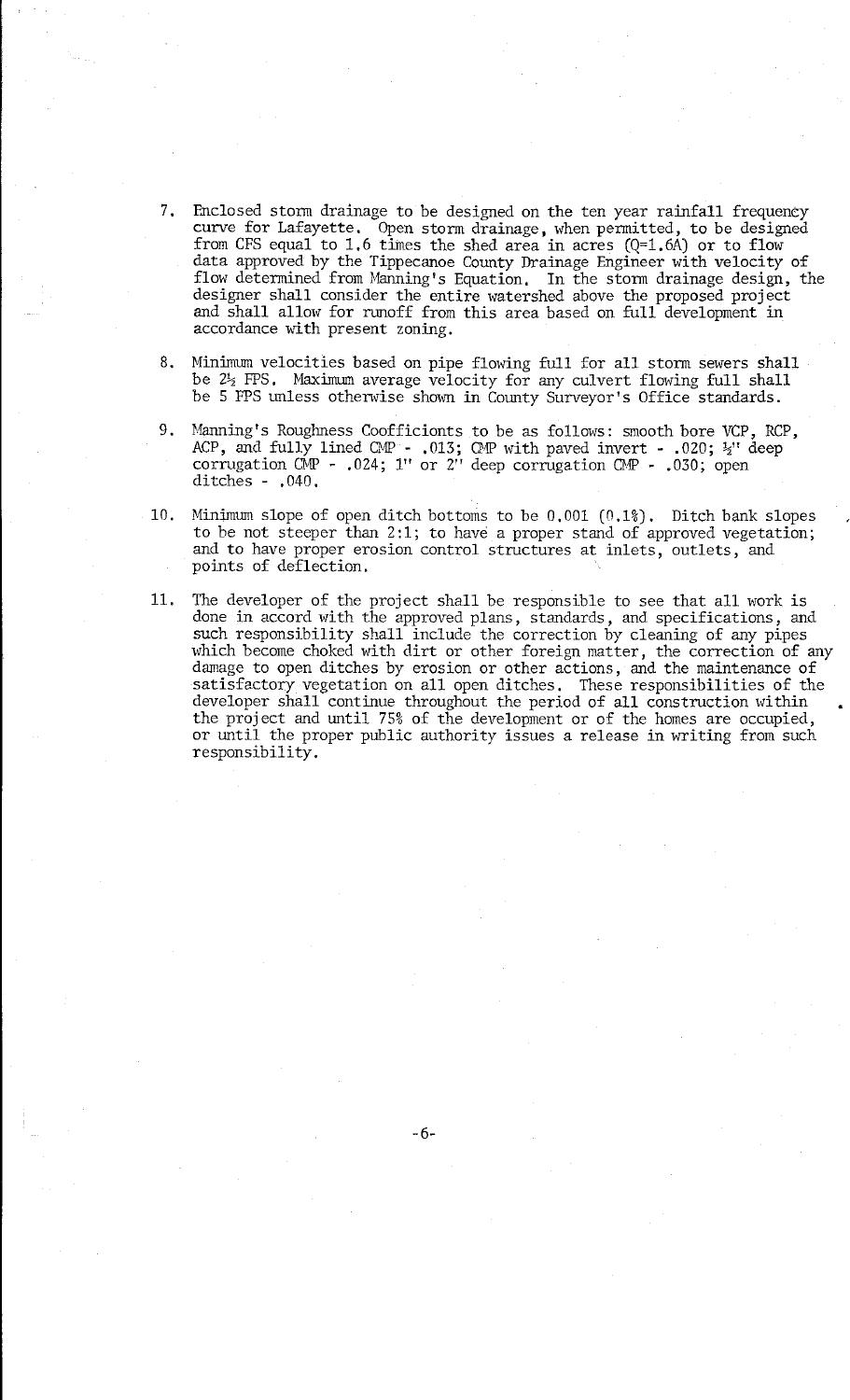7. Enclosed storm drainage to be designed on the ten year rainfall frequency curve for Lafayette. Open storm drainage, when permitted, to be designed from CFS equal to 1.6 times the shed area in acres ($Q=1.6A$) or to flow data approved by the Tippecanoe County Drainage Engineer with velocity of flow determined from Manning's Equation. In the storm drainage design, the designer shall consider the entire watershed above the proposed project and shall allow for runoff from this area based on full development in accordance with present zoning.

8. Minimum velocities based on pipe flowing full for all storm sewers shall be 2½ FPS. Maximum average velocity for any culvert flowing full shall be 5 FPS unless otherwise shown in County Surveyor's Office standards.

9. Manning's Roughness Coefficients to be as follows: smooth bore VCP, RCP, ACP, and fully lined CMP - .013; CMP with paved invert - .020; ½" deep corrugation CMP - .024; 1" or 2" deep corrugation CMP - .030; open ditches - .040.

10. Minimum slope of open ditch bottoms to be 0.001 (0.1%). Ditch bank slopes to be not steeper than 2:1; to have a proper stand of approved vegetation; and to have proper erosion control structures at inlets, outlets, and points of deflection.

11. The developer of the project shall be responsible to see that all work is done in accord with the approved plans, standards, and specifications, and such responsibility shall include the correction by cleaning of any pipes which become choked with dirt or other foreign matter, the correction of any damage to open ditches by erosion or other actions, and the maintenance of satisfactory vegetation on all open ditches. These responsibilities of the developer shall continue throughout the period of all construction within the project and until 75% of the development or of the homes are occupied, or until the proper public authority issues a release in writing from such responsibility.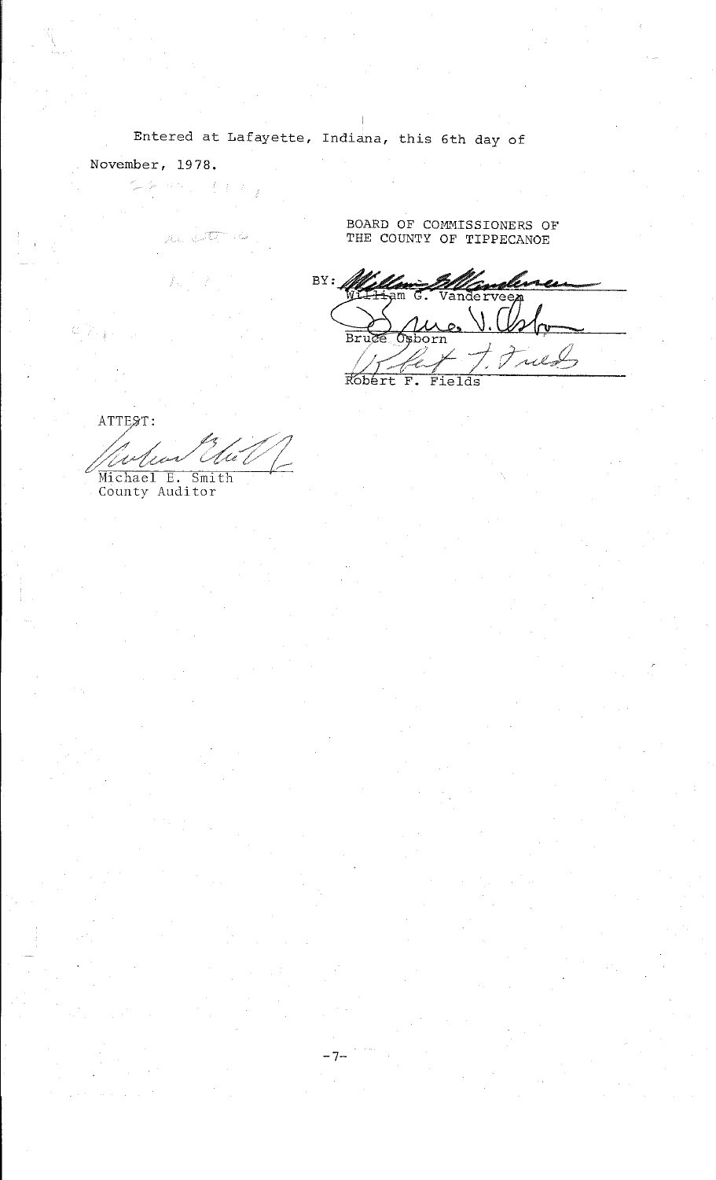Entered at Lafayette, Indiana, this 6th day of November, 1978.

BOARD OF COMMISSIONERS OF THE COUNTY OF TIPPECANOE

BY: ______________________
William G. Vanderveen

______________________
Bruce Osborn

______________________
Robert F. Fields

ATTEST:

______________________
Michael E. Smith
County Auditor